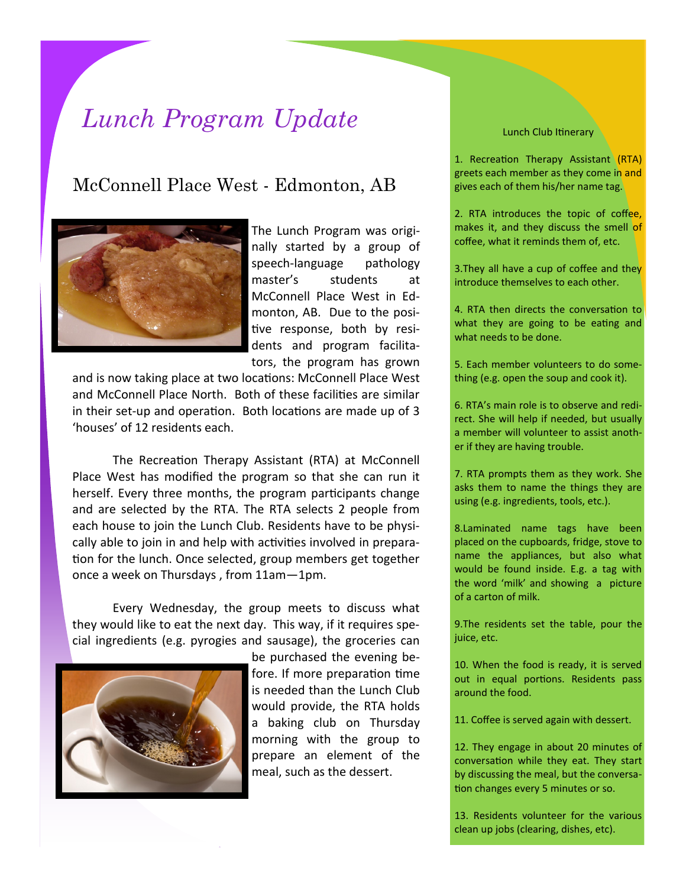# *Lunch Program Update*

## McConnell Place West - Edmonton, AB

The Lunch Program was originally started by a group of speech-language pathology master's students at McConnell Place West in Edmonton, AB. Due to the positive response, both by residents and program facilitators, the program has grown and is now taking place at two locations: McConnell Place West and McConnell Place North. Both of these facilities are similar in their set-up and operation. Both locations are made up of 3 'houses' of 12 residents each.

The Recreation Therapy Assistant (RTA) at McConnell Place West has modified the program so that she can run it herself. Every three months, the program participants change and are selected by the RTA. The RTA selects 2 people from each house to join the Lunch Club. Residents have to be physically able to join in and help with activities involved in preparation for the lunch. Once selected, group members get together once a week on Thursdays , from 11am—1pm.

Every Wednesday, the group meets to discuss what they would like to eat the next day. This way, if it requires special ingredients (e.g. pyrogies and sausage), the groceries can be purchased the evening before. If more preparation time is needed than the Lunch Club would provide, the RTA holds a baking club on Thursday morning with the group to prepare an element of the meal, such as the dessert.

### Lunch Club Itinerary

1. Recreation Therapy Assistant (RTA) greets each member as they come in and gives each of them his/her name tag.

2. RTA introduces the topic of coffee, makes it, and they discuss the smell of coffee, what it reminds them of, etc.

3. They all have a cup of coffee and they introduce themselves to each other.

4. RTA then directs the conversation to what they are going to be eating and what needs to be done.

5. Each member volunteers to do something (e.g. open the soup and cook it).

6. RTA's main role is to observe and redirect. She will help if needed, but usually a member will volunteer to assist another if they are having trouble.

7. RTA prompts them as they work. She asks them to name the things they are using (e.g. ingredients, tools, etc.).

8. Laminated name tags have been placed on the cupboards, fridge, stove to name the appliances, but also what would be found inside. E.g. a tag with the word 'milk' and showing a picture of a carton of milk.

9. The residents set the table, pour the juice, etc.

10. When the food is ready, it is served out in equal portions. Residents pass around the food.

11. Coffee is served again with dessert.

12. They engage in about 20 minutes of conversation while they eat. They start by discussing the meal, but the conversation changes every 5 minutes or so.

13. Residents volunteer for the various clean up jobs (clearing, dishes, etc).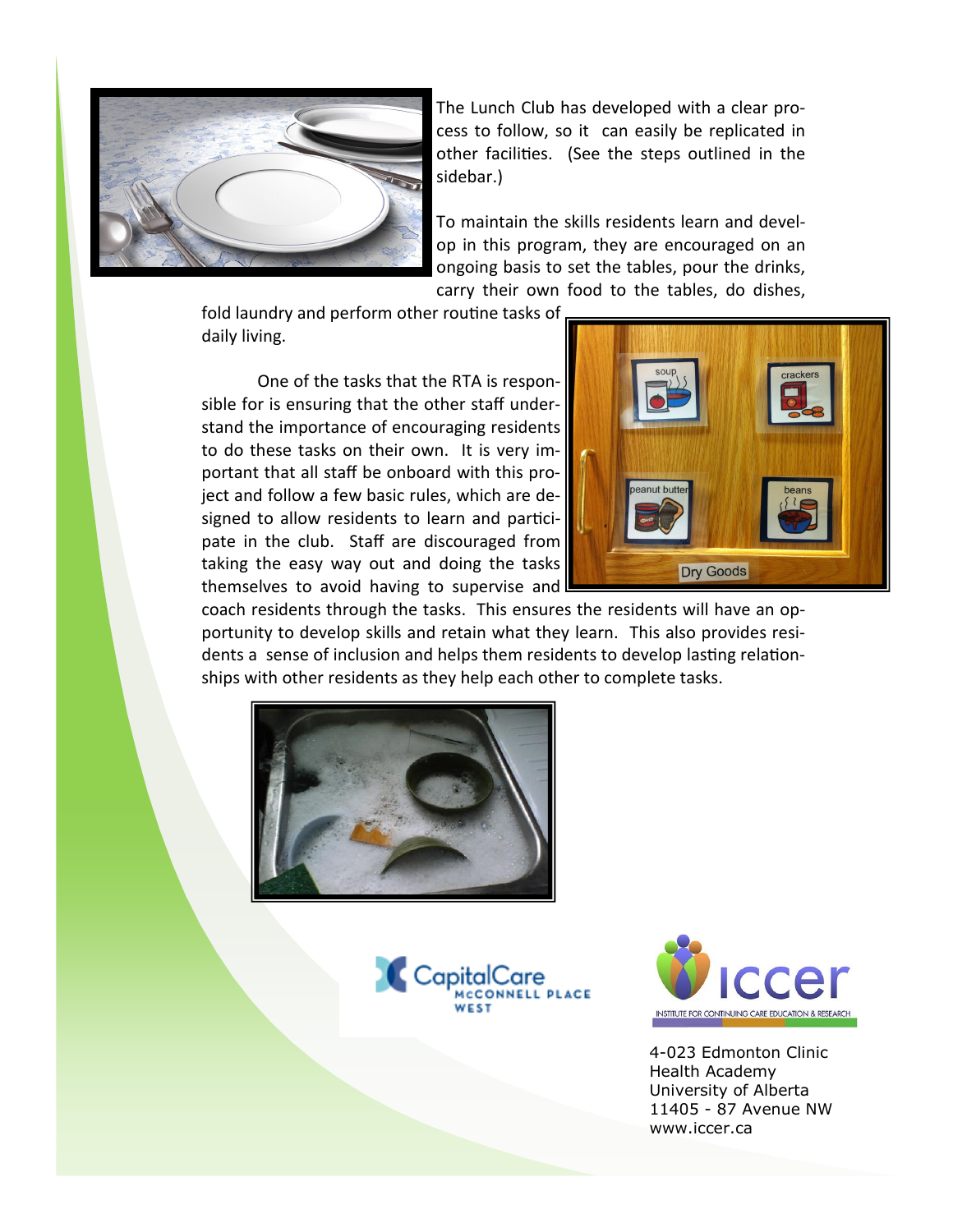The Lunch Club has developed with a clear process to follow, so it can easily be replicated in other facilities. (See the steps outlined in the sidebar.)

To maintain the skills residents learn and develop in this program, they are encouraged on an ongoing basis to set the tables, pour the drinks, carry their own food to the tables, do dishes, fold laundry and perform other routine tasks of daily living.

One of the tasks that the RTA is responsible for is ensuring that the other staff understand the importance of encouraging residents to do these tasks on their own. It is very important that all staff be onboard with this project and follow a few basic rules, which are designed to allow residents to learn and participate in the club. Staff are discouraged from taking the easy way out and doing the tasks themselves to avoid having to supervise and coach residents through the tasks. This ensures the residents will have an opportunity to develop skills and retain what they learn. This also provides residents a sense of inclusion and helps them residents to develop lasting relationships with other residents as they help each other to complete tasks.

CapitalCare McCONNELL PLACE WEST

iccer
INSTITUTE FOR CONTINUING CARE EDUCATION & RESEARCH

4-023 Edmonton Clinic Health Academy
University of Alberta
11405 - 87 Avenue NW
www.iccer.ca